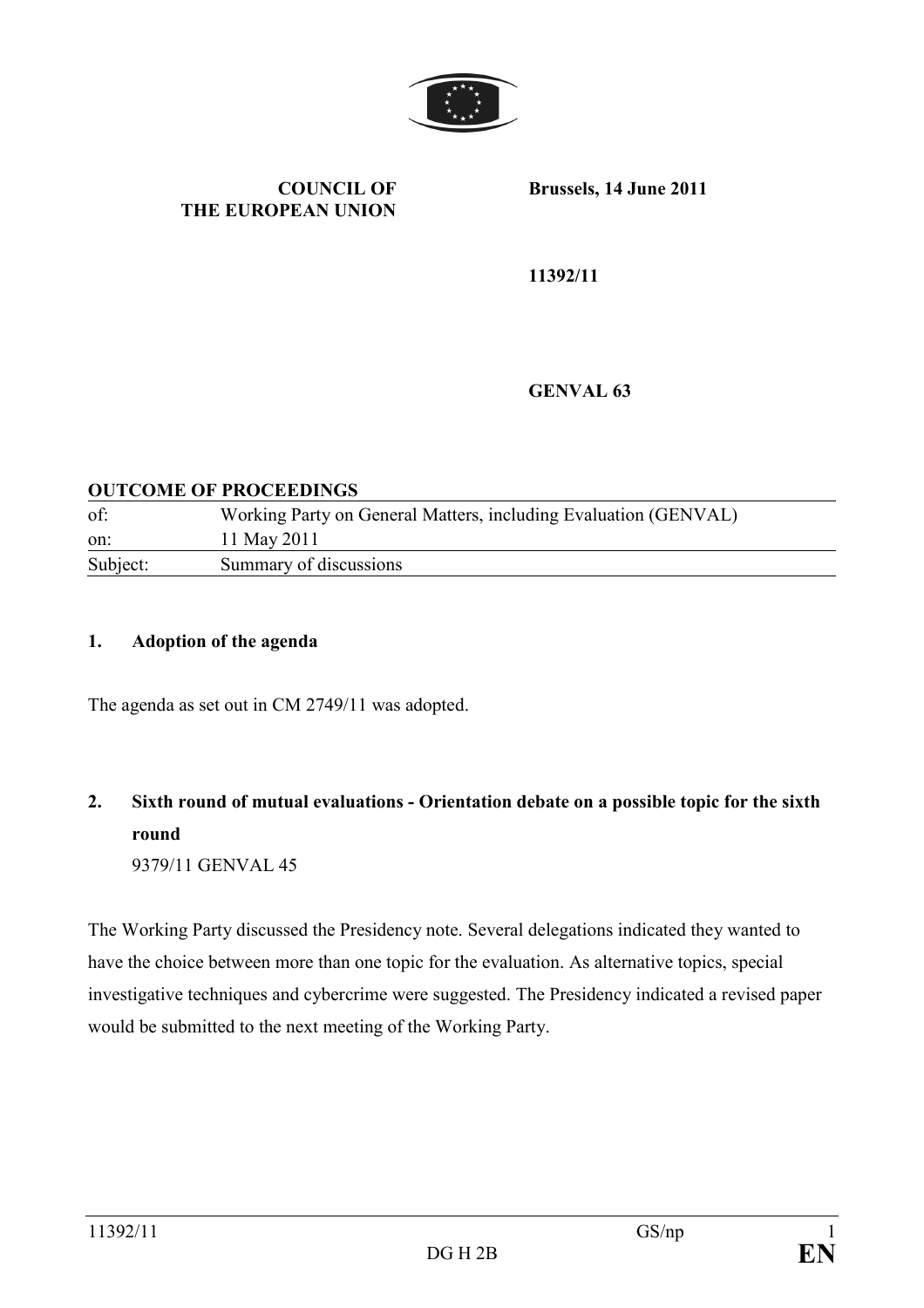**COUNCIL OF THE EUROPEAN UNION**

**Brussels, 14 June 2011**

**11392/11**

**GENVAL 63**

**OUTCOME OF PROCEEDINGS**

| | |
|---|---|
| of: | Working Party on General Matters, including Evaluation (GENVAL) |
| on: | 11 May 2011 |
| Subject: | Summary of discussions |

## 1. Adoption of the agenda

The agenda as set out in CM 2749/11 was adopted.

## 2. Sixth round of mutual evaluations - Orientation debate on a possible topic for the sixth round

9379/11 GENVAL 45

The Working Party discussed the Presidency note. Several delegations indicated they wanted to have the choice between more than one topic for the evaluation. As alternative topics, special investigative techniques and cybercrime were suggested. The Presidency indicated a revised paper would be submitted to the next meeting of the Working Party.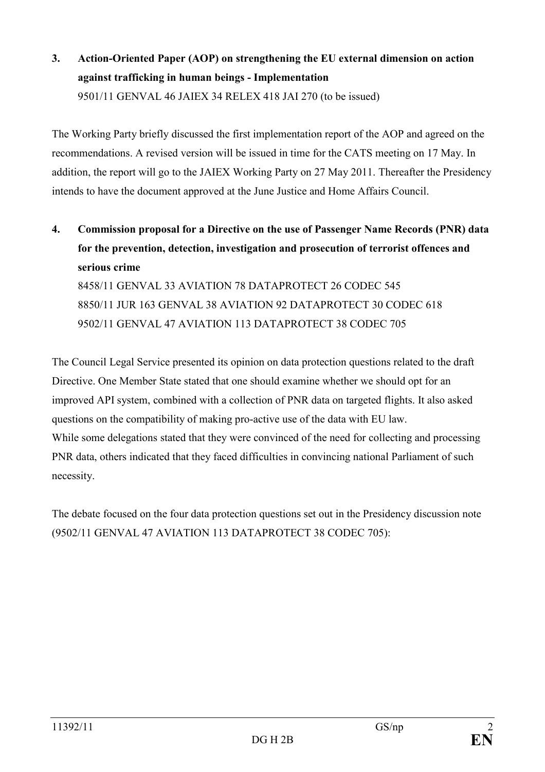**3. Action-Oriented Paper (AOP) on strengthening the EU external dimension on action against trafficking in human beings - Implementation**

9501/11 GENVAL 46 JAIEX 34 RELEX 418 JAI 270 (to be issued)

The Working Party briefly discussed the first implementation report of the AOP and agreed on the recommendations. A revised version will be issued in time for the CATS meeting on 17 May. In addition, the report will go to the JAIEX Working Party on 27 May 2011. Thereafter the Presidency intends to have the document approved at the June Justice and Home Affairs Council.

**4. Commission proposal for a Directive on the use of Passenger Name Records (PNR) data for the prevention, detection, investigation and prosecution of terrorist offences and serious crime**

8458/11 GENVAL 33 AVIATION 78 DATAPROTECT 26 CODEC 545
8850/11 JUR 163 GENVAL 38 AVIATION 92 DATAPROTECT 30 CODEC 618
9502/11 GENVAL 47 AVIATION 113 DATAPROTECT 38 CODEC 705

The Council Legal Service presented its opinion on data protection questions related to the draft Directive. One Member State stated that one should examine whether we should opt for an improved API system, combined with a collection of PNR data on targeted flights. It also asked questions on the compatibility of making pro-active use of the data with EU law.
While some delegations stated that they were convinced of the need for collecting and processing PNR data, others indicated that they faced difficulties in convincing national Parliament of such necessity.

The debate focused on the four data protection questions set out in the Presidency discussion note (9502/11 GENVAL 47 AVIATION 113 DATAPROTECT 38 CODEC 705):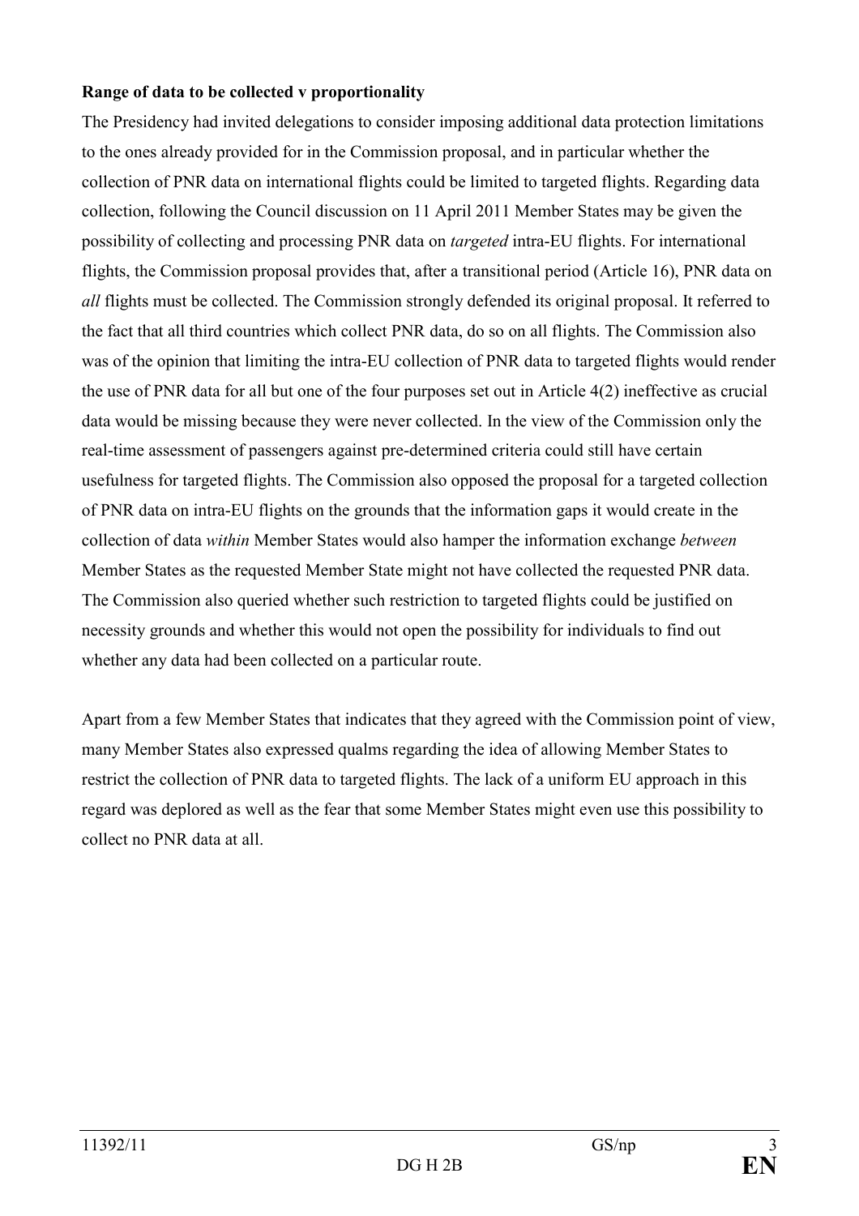**Range of data to be collected v proportionality**

The Presidency had invited delegations to consider imposing additional data protection limitations to the ones already provided for in the Commission proposal, and in particular whether the collection of PNR data on international flights could be limited to targeted flights. Regarding data collection, following the Council discussion on 11 April 2011 Member States may be given the possibility of collecting and processing PNR data on *targeted* intra-EU flights. For international flights, the Commission proposal provides that, after a transitional period (Article 16), PNR data on *all* flights must be collected. The Commission strongly defended its original proposal. It referred to the fact that all third countries which collect PNR data, do so on all flights. The Commission also was of the opinion that limiting the intra-EU collection of PNR data to targeted flights would render the use of PNR data for all but one of the four purposes set out in Article 4(2) ineffective as crucial data would be missing because they were never collected. In the view of the Commission only the real-time assessment of passengers against pre-determined criteria could still have certain usefulness for targeted flights. The Commission also opposed the proposal for a targeted collection of PNR data on intra-EU flights on the grounds that the information gaps it would create in the collection of data *within* Member States would also hamper the information exchange *between* Member States as the requested Member State might not have collected the requested PNR data. The Commission also queried whether such restriction to targeted flights could be justified on necessity grounds and whether this would not open the possibility for individuals to find out whether any data had been collected on a particular route.

Apart from a few Member States that indicates that they agreed with the Commission point of view, many Member States also expressed qualms regarding the idea of allowing Member States to restrict the collection of PNR data to targeted flights. The lack of a uniform EU approach in this regard was deplored as well as the fear that some Member States might even use this possibility to collect no PNR data at all.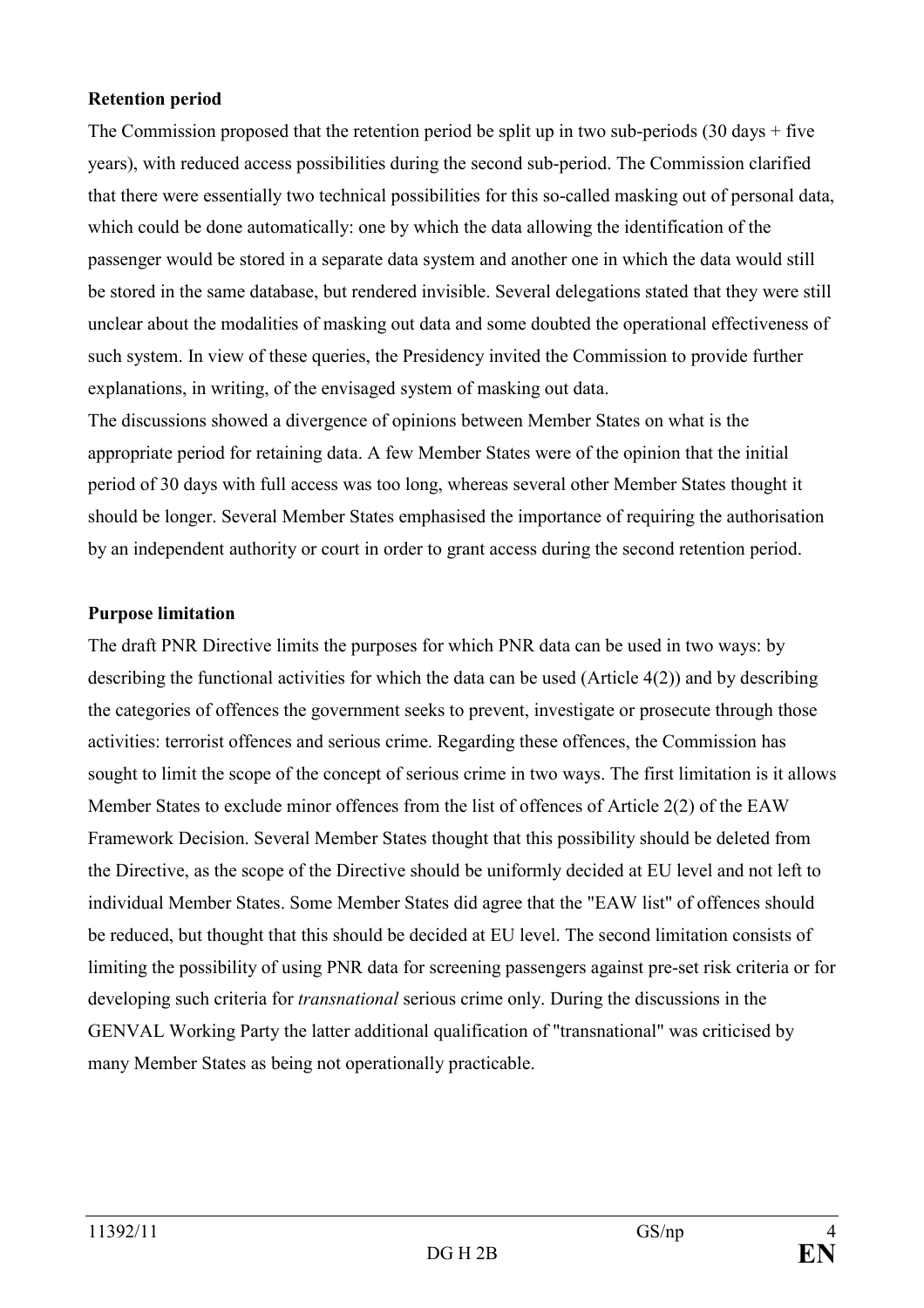**Retention period**

The Commission proposed that the retention period be split up in two sub-periods (30 days + five years), with reduced access possibilities during the second sub-period. The Commission clarified that there were essentially two technical possibilities for this so-called masking out of personal data, which could be done automatically: one by which the data allowing the identification of the passenger would be stored in a separate data system and another one in which the data would still be stored in the same database, but rendered invisible. Several delegations stated that they were still unclear about the modalities of masking out data and some doubted the operational effectiveness of such system. In view of these queries, the Presidency invited the Commission to provide further explanations, in writing, of the envisaged system of masking out data.

The discussions showed a divergence of opinions between Member States on what is the appropriate period for retaining data. A few Member States were of the opinion that the initial period of 30 days with full access was too long, whereas several other Member States thought it should be longer. Several Member States emphasised the importance of requiring the authorisation by an independent authority or court in order to grant access during the second retention period.

**Purpose limitation**

The draft PNR Directive limits the purposes for which PNR data can be used in two ways: by describing the functional activities for which the data can be used (Article 4(2)) and by describing the categories of offences the government seeks to prevent, investigate or prosecute through those activities: terrorist offences and serious crime. Regarding these offences, the Commission has sought to limit the scope of the concept of serious crime in two ways. The first limitation is it allows Member States to exclude minor offences from the list of offences of Article 2(2) of the EAW Framework Decision. Several Member States thought that this possibility should be deleted from the Directive, as the scope of the Directive should be uniformly decided at EU level and not left to individual Member States. Some Member States did agree that the "EAW list" of offences should be reduced, but thought that this should be decided at EU level. The second limitation consists of limiting the possibility of using PNR data for screening passengers against pre-set risk criteria or for developing such criteria for *transnational* serious crime only. During the discussions in the GENVAL Working Party the latter additional qualification of "transnational" was criticised by many Member States as being not operationally practicable.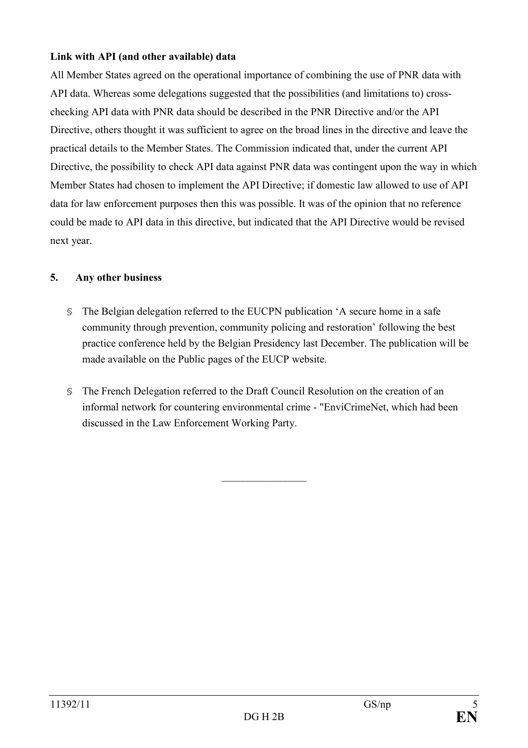**Link with API (and other available) data**

All Member States agreed on the operational importance of combining the use of PNR data with API data. Whereas some delegations suggested that the possibilities (and limitations to) cross-checking API data with PNR data should be described in the PNR Directive and/or the API Directive, others thought it was sufficient to agree on the broad lines in the directive and leave the practical details to the Member States. The Commission indicated that, under the current API Directive, the possibility to check API data against PNR data was contingent upon the way in which Member States had chosen to implement the API Directive; if domestic law allowed to use of API data for law enforcement purposes then this was possible. It was of the opinion that no reference could be made to API data in this directive, but indicated that the API Directive would be revised next year.

## 5. Any other business

- The Belgian delegation referred to the EUCPN publication 'A secure home in a safe community through prevention, community policing and restoration' following the best practice conference held by the Belgian Presidency last December. The publication will be made available on the Public pages of the EUCP website.
- The French Delegation referred to the Draft Council Resolution on the creation of an informal network for countering environmental crime - "EnviCrimeNet, which had been discussed in the Law Enforcement Working Party.

________________